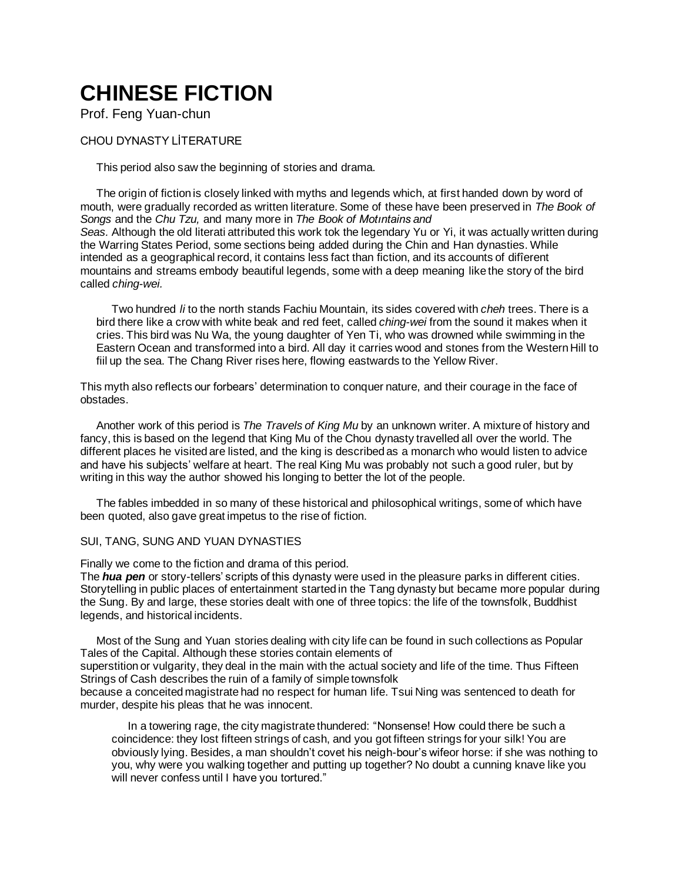# CHINESE FICTION

Prof. Feng Yuan-chun

## CHOU DYNASTY LİTERATURE

This period also saw the beginning of stories and drama.

The origin of fiction is closely linked with myths and legends which, at first handed down by word of mouth, were gradually recorded as written literature. Some of these have been preserved in *The Book of Songs* and the *Chu Tzu,* and many more in *The Book of Motıntains and Seas.* Although the old literati attributed this work tok the legendary Yu or Yi, it was actually written during the Warring States Period, some sections being added during the Chin and Han dynasties. While intended as a geographical record, it contains less fact than fiction, and its accounts of difîerent mountains and streams embody beautiful legends, some with a deep meaning like the story of the bird called *ching-wei.*

> Two hundred *li* to the north stands Fachiu Mountain, its sides covered with *cheh* trees. There is a bird there like a crow with white beak and red feet, called *ching-wei* from the sound it makes when it cries. This bird was Nu Wa, the young daughter of Yen Ti, who was drowned while swimming in the Eastern Ocean and transformed into a bird. All day it carries wood and stones from the Western Hill to fiil up the sea. The Chang River rises here, flowing eastwards to the Yellow River.

This myth also reflects our forbears' determination to conquer nature, and their courage in the face of obstades.

Another work of this period is *The Travels of King Mu* by an unknown writer. A mixture of history and fancy, this is based on the legend that King Mu of the Chou dynasty travelled all over the world. The different places he visited are listed, and the king is described as a monarch who would listen to advice and have his subjects' welfare at heart. The real King Mu was probably not such a good ruler, but by writing in this way the author showed his longing to better the lot of the people.

The fables imbedded in so many of these historical and philosophical writings, some of which have been quoted, also gave great impetus to the rise of fiction.

## SUI, TANG, SUNG AND YUAN DYNASTIES

Finally we come to the fiction and drama of this period.
The ***hua pen*** or story-tellers' scripts of this dynasty were used in the pleasure parks in different cities. Storytelling in public places of entertainment started in the Tang dynasty but became more popular during the Sung. By and large, these stories dealt with one of three topics: the life of the townsfolk, Buddhist legends, and historical incidents.

Most of the Sung and Yuan stories dealing with city life can be found in such collections as Popular Tales of the Capital. Although these stories contain elements of superstition or vulgarity, they deal in the main with the actual society and life of the time. Thus Fifteen Strings of Cash describes the ruin of a family of simple townsfolk because a conceited magistrate had no respect for human life. Tsui Ning was sentenced to death for murder, despite his pleas that he was innocent.

> In a towering rage, the city magistrate thundered: "Nonsense! How could there be such a coincidence: they lost fifteen strings of cash, and you got fifteen strings for your silk! You are obviously lying. Besides, a man shouldn't covet his neigh-bour's wifeor horse: if she was nothing to you, why were you walking together and putting up together? No doubt a cunning knave like you will never confess until I have you tortured."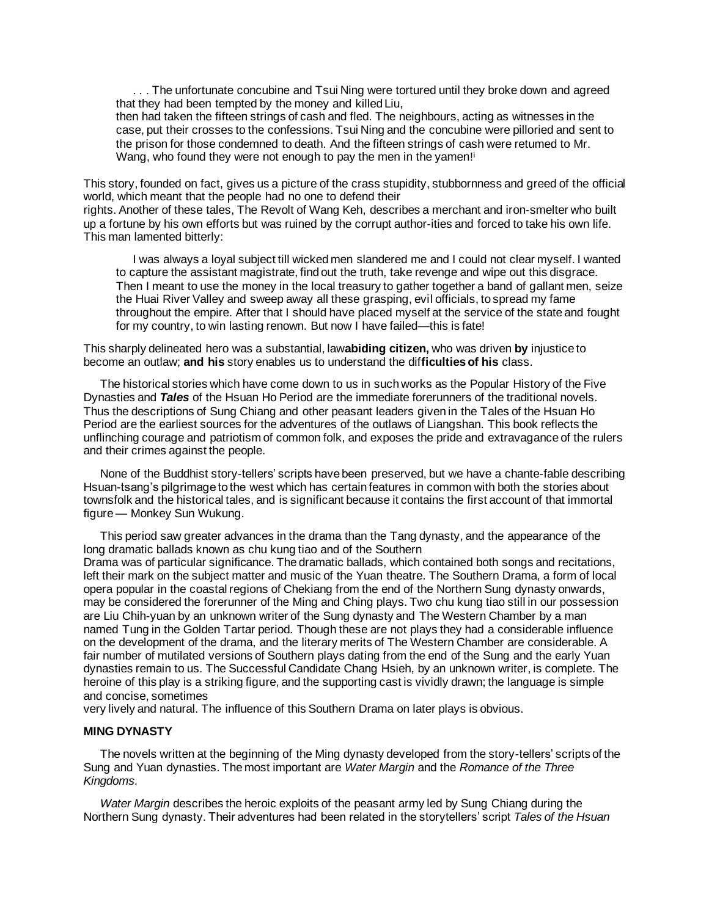> . . . The unfortunate concubine and Tsui Ning were tortured until they broke down and agreed that they had been tempted by the money and killed Liu, then had taken the fifteen strings of cash and fled. The neighbours, acting as witnesses in the case, put their crosses to the confessions. Tsui Ning and the concubine were pilloried and sent to the prison for those condemned to death. And the fifteen strings of cash were returned to Mr. Wang, who found they were not enough to pay the men in the yamen![i]

This story, founded on fact, gives us a picture of the crass stupidity, stubbornness and greed of the official world, which meant that the people had no one to defend their rights. Another of these tales, The Revolt of Wang Keh, describes a merchant and iron-smelter who built up a fortune by his own efforts but was ruined by the corrupt author-ities and forced to take his own life. This man lamented bitterly:

> I was always a loyal subject till wicked men slandered me and I could not clear myself. I wanted to capture the assistant magistrate, find out the truth, take revenge and wipe out this disgrace. Then I meant to use the money in the local treasury to gather together a band of gallant men, seize the Huai River Valley and sweep away all these grasping, evil officials, to spread my fame throughout the empire. After that I should have placed myself at the service of the state and fought for my country, to win lasting renown. But now I have failed—this is fate!

This sharply delineated hero was a substantial, law**abiding citizen,** who was driven **by** injustice to become an outlaw; **and his** story enables us to understand the dif**ficulties of his** class.

The historical stories which have come down to us in such works as the Popular History of the Five Dynasties and ***Tales*** of the Hsuan Ho Period are the immediate forerunners of the traditional novels. Thus the descriptions of Sung Chiang and other peasant leaders given in the Tales of the Hsuan Ho Period are the earliest sources for the adventures of the outlaws of Liangshan. This book reflects the unflinching courage and patriotism of common folk, and exposes the pride and extravagance of the rulers and their crimes against the people.

None of the Buddhist story-tellers' scripts have been preserved, but we have a chante-fable describing Hsuan-tsang's pilgrimage to the west which has certain features in common with both the stories about townsfolk and the historical tales, and is significant because it contains the first account of that immortal figure — Monkey Sun Wukung.

This period saw greater advances in the drama than the Tang dynasty, and the appearance of the long dramatic ballads known as chu kung tiao and of the Southern Drama was of particular significance. The dramatic ballads, which contained both songs and recitations, left their mark on the subject matter and music of the Yuan theatre. The Southern Drama, a form of local opera popular in the coastal regions of Chekiang from the end of the Northern Sung dynasty onwards, may be considered the forerunner of the Ming and Ching plays. Two chu kung tiao still in our possession are Liu Chih-yuan by an unknown writer of the Sung dynasty and The Western Chamber by a man named Tung in the Golden Tartar period. Though these are not plays they had a considerable influence on the development of the drama, and the literary merits of The Western Chamber are considerable. A fair number of mutilated versions of Southern plays dating from the end of the Sung and the early Yuan dynasties remain to us. The Successful Candidate Chang Hsieh, by an unknown writer, is complete. The heroine of this play is a striking figure, and the supporting cast is vividly drawn; the language is simple and concise, sometimes very lively and natural. The influence of this Southern Drama on later plays is obvious.

**MING DYNASTY**

The novels written at the beginning of the Ming dynasty developed from the story-tellers' scripts of the Sung and Yuan dynasties. The most important are *Water Margin* and the *Romance of the Three Kingdoms*.

*Water Margin* describes the heroic exploits of the peasant army led by Sung Chiang during the Northern Sung dynasty. Their adventures had been related in the storytellers' script *Tales of the Hsuan*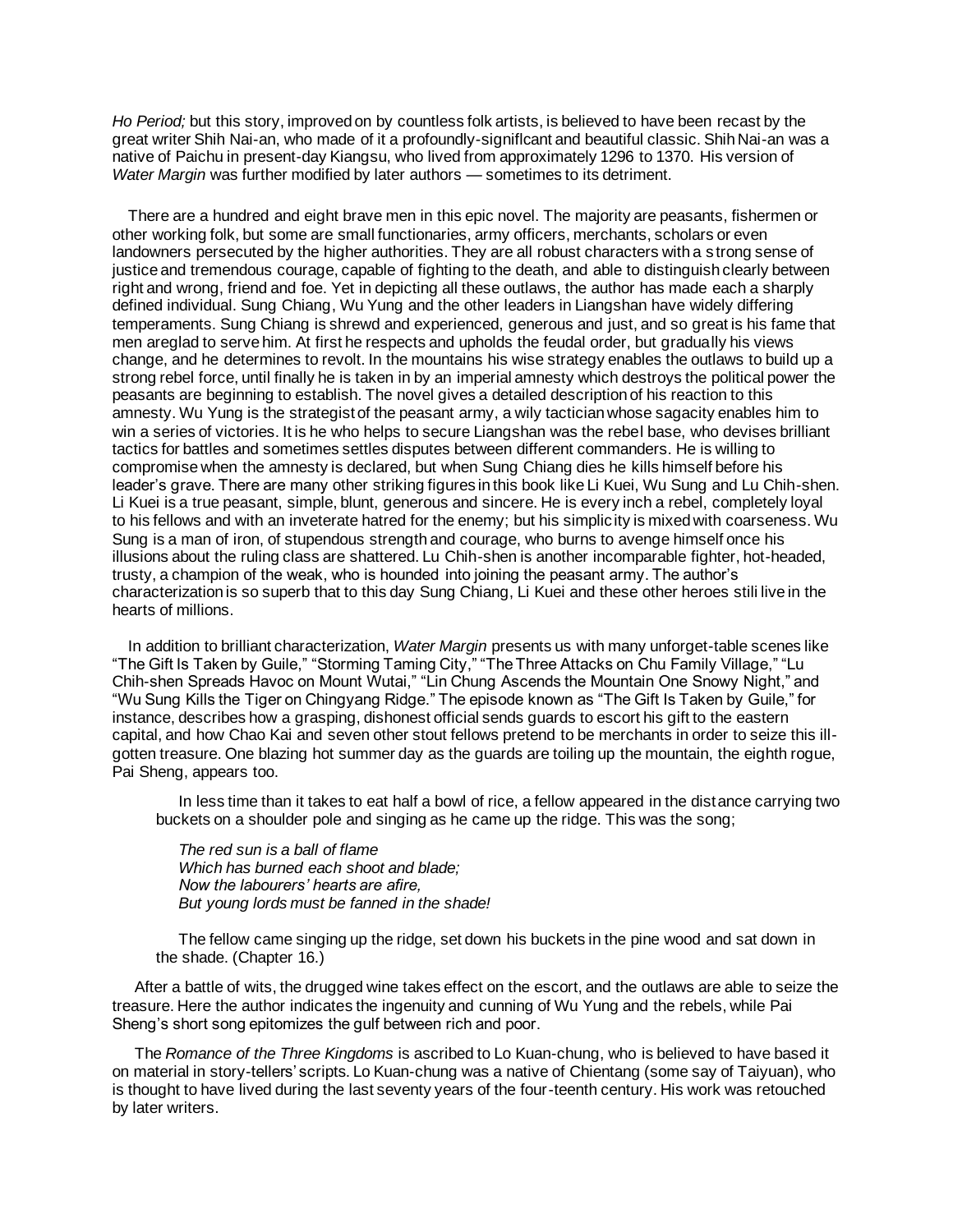*Ho Period;* but this story, improved on by countless folk artists, is believed to have been recast by the great writer Shih Nai-an, who made of it a profoundly-signiflcant and beautiful classic. Shih Nai-an was a native of Paichu in present-day Kiangsu, who lived from approximately 1296 to 1370. His version of *Water Margin* was further modified by later authors — sometimes to its detriment.

There are a hundred and eight brave men in this epic novel. The majority are peasants, fishermen or other working folk, but some are small functionaries, army officers, merchants, scholars or even landowners persecuted by the higher authorities. They are all robust characters with a strong sense of justice and tremendous courage, capable of fighting to the death, and able to distinguish clearly between right and wrong, friend and foe. Yet in depicting all these outlaws, the author has made each a sharply defined individual. Sung Chiang, Wu Yung and the other leaders in Liangshan have widely differing temperaments. Sung Chiang is shrewd and experienced, generous and just, and so great is his fame that men areglad to serve him. At first he respects and upholds the feudal order, but gradually his views change, and he determines to revolt. In the mountains his wise strategy enables the outlaws to build up a strong rebel force, until finally he is taken in by an imperial amnesty which destroys the political power the peasants are beginning to establish. The novel gives a detailed description of his reaction to this amnesty. Wu Yung is the strategist of the peasant army, a wily tactician whose sagacity enables him to win a series of victories. It is he who helps to secure Liangshan was the rebel base, who devises brilliant tactics for battles and sometimes settles disputes between different commanders. He is willing to compromise when the amnesty is declared, but when Sung Chiang dies he kills himself before his leader's grave. There are many other striking figures in this book like Li Kuei, Wu Sung and Lu Chih-shen. Li Kuei is a true peasant, simple, blunt, generous and sincere. He is every inch a rebel, completely loyal to his fellows and with an inveterate hatred for the enemy; but his simplicity is mixed with coarseness. Wu Sung is a man of iron, of stupendous strength and courage, who burns to avenge himself once his illusions about the ruling class are shattered. Lu Chih-shen is another incomparable fighter, hot-headed, trusty, a champion of the weak, who is hounded into joining the peasant army. The author's characterization is so superb that to this day Sung Chiang, Li Kuei and these other heroes stili live in the hearts of millions.

In addition to brilliant characterization, *Water Margin* presents us with many unforget-table scenes like "The Gift Is Taken by Guile," "Storming Taming City," "The Three Attacks on Chu Family Village," "Lu Chih-shen Spreads Havoc on Mount Wutai," "Lin Chung Ascends the Mountain One Snowy Night," and "Wu Sung Kills the Tiger on Chingyang Ridge." The episode known as "The Gift Is Taken by Guile," for instance, describes how a grasping, dishonest official sends guards to escort his gift to the eastern capital, and how Chao Kai and seven other stout fellows pretend to be merchants in order to seize this ill-gotten treasure. One blazing hot summer day as the guards are toiling up the mountain, the eighth rogue, Pai Sheng, appears too.

> In less time than it takes to eat half a bowl of rice, a fellow appeared in the distance carrying two buckets on a shoulder pole and singing as he came up the ridge. This was the song;
>
> *The red sun is a ball of flame*
> *Which has burned each shoot and blade;*
> *Now the labourers' hearts are afire,*
> *But young lords must be fanned in the shade!*
>
> The fellow came singing up the ridge, set down his buckets in the pine wood and sat down in the shade. (Chapter 16.)

After a battle of wits, the drugged wine takes effect on the escort, and the outlaws are able to seize the treasure. Here the author indicates the ingenuity and cunning of Wu Yung and the rebels, while Pai Sheng's short song epitomizes the gulf between rich and poor.

The *Romance of the Three Kingdoms* is ascribed to Lo Kuan-chung, who is believed to have based it on material in story-tellers' scripts. Lo Kuan-chung was a native of Chientang (some say of Taiyuan), who is thought to have lived during the last seventy years of the four-teenth century. His work was retouched by later writers.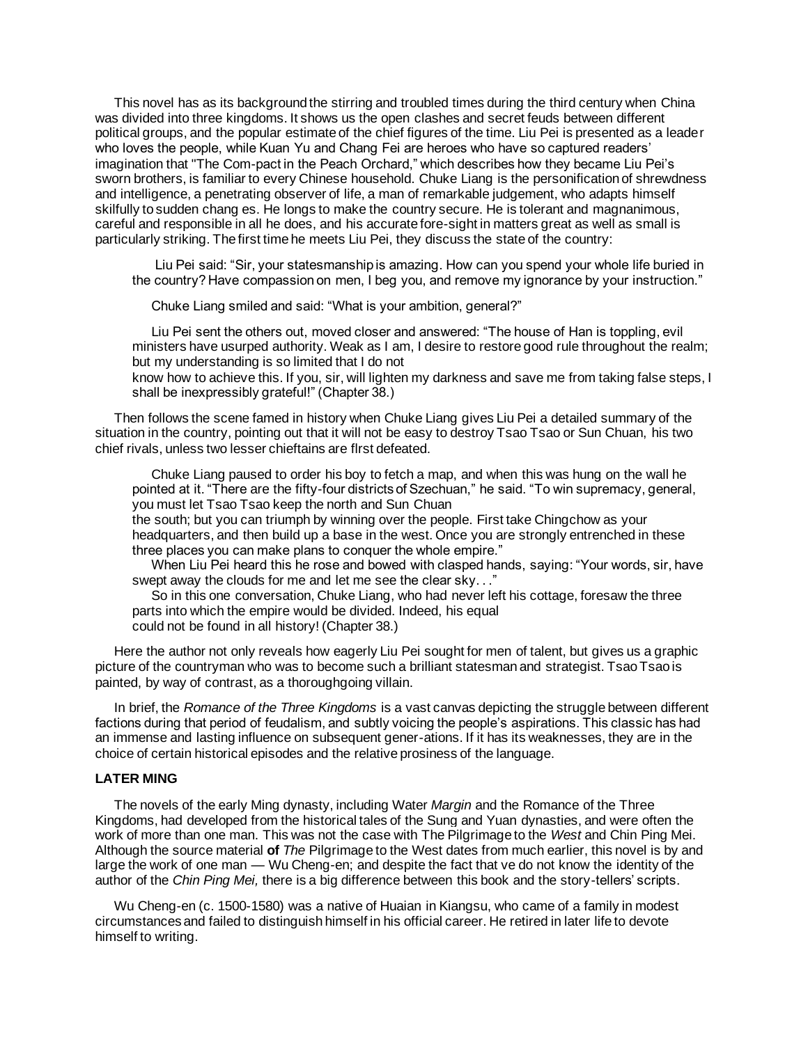This novel has as its background the stirring and troubled times during the third century when China was divided into three kingdoms. It shows us the open clashes and secret feuds between different political groups, and the popular estimate of the chief figures of the time. Liu Pei is presented as a leader who loves the people, while Kuan Yu and Chang Fei are heroes who have so captured readers' imagination that "The Com-pact in the Peach Orchard," which describes how they became Liu Pei's sworn brothers, is familiar to every Chinese household. Chuke Liang is the personification of shrewdness and intelligence, a penetrating observer of life, a man of remarkable judgement, who adapts himself skilfully to sudden chang es. He longs to make the country secure. He is tolerant and magnanimous, careful and responsible in all he does, and his accurate fore-sight in matters great as well as small is particularly striking. The first time he meets Liu Pei, they discuss the state of the country:

> Liu Pei said: "Sir, your statesmanship is amazing. How can you spend your whole life buried in the country? Have compassion on men, I beg you, and remove my ignorance by your instruction."
>
> Chuke Liang smiled and said: "What is your ambition, general?"
>
> Liu Pei sent the others out, moved closer and answered: "The house of Han is toppling, evil ministers have usurped authority. Weak as I am, I desire to restore good rule throughout the realm; but my understanding is so limited that I do not know how to achieve this. If you, sir, will lighten my darkness and save me from taking false steps, I shall be inexpressibly grateful!" (Chapter 38.)

Then follows the scene famed in history when Chuke Liang gives Liu Pei a detailed summary of the situation in the country, pointing out that it will not be easy to destroy Tsao Tsao or Sun Chuan, his two chief rivals, unless two lesser chieftains are flrst defeated.

> Chuke Liang paused to order his boy to fetch a map, and when this was hung on the wall he pointed at it. "There are the fifty-four districts of Szechuan," he said. "To win supremacy, general, you must let Tsao Tsao keep the north and Sun Chuan the south; but you can triumph by winning over the people. First take Chingchow as your headquarters, and then build up a base in the west. Once you are strongly entrenched in these three places you can make plans to conquer the whole empire."
>
> When Liu Pei heard this he rose and bowed with clasped hands, saying: "Your words, sir, have swept away the clouds for me and let me see the clear sky. . ."
>
> So in this one conversation, Chuke Liang, who had never left his cottage, foresaw the three parts into which the empire would be divided. Indeed, his equal could not be found in all history! (Chapter 38.)

Here the author not only reveals how eagerly Liu Pei sought for men of talent, but gives us a graphic picture of the countryman who was to become such a brilliant statesman and strategist. Tsao Tsao is painted, by way of contrast, as a thoroughgoing villain.

In brief, the *Romance of the Three Kingdoms* is a vast canvas depicting the struggle between different factions during that period of feudalism, and subtly voicing the people's aspirations. This classic has had an immense and lasting influence on subsequent gener-ations. If it has its weaknesses, they are in the choice of certain historical episodes and the relative prosiness of the language.

**LATER MING**

The novels of the early Ming dynasty, including Water *Margin* and the Romance of the Three Kingdoms, had developed from the historical tales of the Sung and Yuan dynasties, and were often the work of more than one man. This was not the case with The Pilgrimage to the *West* and Chin Ping Mei. Although the source material **of** *The* Pilgrimage to the West dates from much earlier, this novel is by and large the work of one man — Wu Cheng-en; and despite the fact that ve do not know the identity of the author of the *Chin Ping Mei,* there is a big difference between this book and the story-tellers' scripts.

Wu Cheng-en (c. 1500-1580) was a native of Huaian in Kiangsu, who came of a family in modest circumstances and failed to distinguish himself in his official career. He retired in later life to devote himself to writing.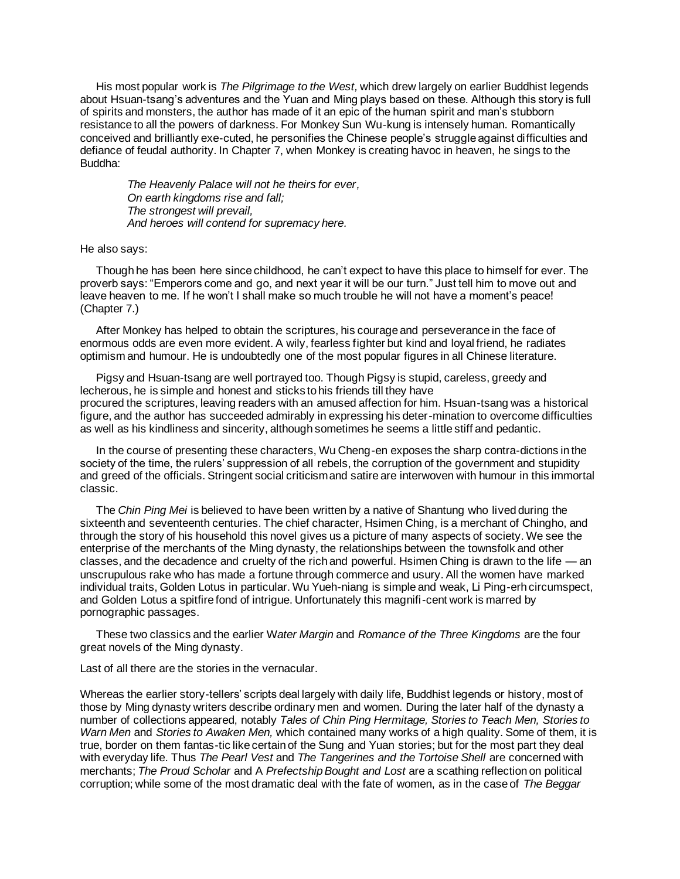His most popular work is *The Pilgrimage to the West,* which drew largely on earlier Buddhist legends about Hsuan-tsang's adventures and the Yuan and Ming plays based on these. Although this story is full of spirits and monsters, the author has made of it an epic of the human spirit and man's stubborn resistance to all the powers of darkness. For Monkey Sun Wu-kung is intensely human. Romantically conceived and brilliantly exe-cuted, he personifies the Chinese people's struggle against difficulties and defiance of feudal authority. In Chapter 7, when Monkey is creating havoc in heaven, he sings to the Buddha:

> *The Heavenly Palace will not he theirs for ever,*
> *On earth kingdoms rise and fall;*
> *The strongest will prevail,*
> *And heroes will contend for supremacy here.*

He also says:

Though he has been here since childhood, he can't expect to have this place to himself for ever. The proverb says: "Emperors come and go, and next year it will be our turn." Just tell him to move out and leave heaven to me. If he won't I shall make so much trouble he will not have a moment's peace! (Chapter 7.)

After Monkey has helped to obtain the scriptures, his courage and perseverance in the face of enormous odds are even more evident. A wily, fearless fighter but kind and loyal friend, he radiates optimism and humour. He is undoubtedly one of the most popular figures in all Chinese literature.

Pigsy and Hsuan-tsang are well portrayed too. Though Pigsy is stupid, careless, greedy and lecherous, he is simple and honest and sticks to his friends till they have procured the scriptures, leaving readers with an amused affection for him. Hsuan-tsang was a historical figure, and the author has succeeded admirably in expressing his deter-mination to overcome difficulties as well as his kindliness and sincerity, although sometimes he seems a little stiff and pedantic.

In the course of presenting these characters, Wu Cheng-en exposes the sharp contra-dictions in the society of the time, the rulers' suppression of all rebels, the corruption of the government and stupidity and greed of the officials. Stringent social criticism and satire are interwoven with humour in this immortal classic.

The *Chin Ping Mei* is believed to have been written by a native of Shantung who lived during the sixteenth and seventeenth centuries. The chief character, Hsimen Ching, is a merchant of Chingho, and through the story of his household this novel gives us a picture of many aspects of society. We see the enterprise of the merchants of the Ming dynasty, the relationships between the townsfolk and other classes, and the decadence and cruelty of the rich and powerful. Hsimen Ching is drawn to the life — an unscrupulous rake who has made a fortune through commerce and usury. All the women have marked individual traits, Golden Lotus in particular. Wu Yueh-niang is simple and weak, Li Ping-erh circumspect, and Golden Lotus a spitfire fond of intrigue. Unfortunately this magnifi-cent work is marred by pornographic passages.

These two classics and the earlier *Water Margin* and *Romance of the Three Kingdoms* are the four great novels of the Ming dynasty.

Last of all there are the stories in the vernacular.

Whereas the earlier story-tellers' scripts deal largely with daily life, Buddhist legends or history, most of those by Ming dynasty writers describe ordinary men and women. During the later half of the dynasty a number of collections appeared, notably *Tales of Chin Ping Hermitage, Stories to Teach Men, Stories to Warn Men* and *Stories to Awaken Men,* which contained many works of a high quality. Some of them, it is true, border on them fantas-tic like certain of the Sung and Yuan stories; but for the most part they deal with everyday life. Thus *The Pearl Vest* and *The Tangerines and the Tortoise Shell* are concerned with merchants; *The Proud Scholar* and *A Prefectship Bought and Lost* are a scathing reflection on political corruption; while some of the most dramatic deal with the fate of women, as in the case of *The Beggar*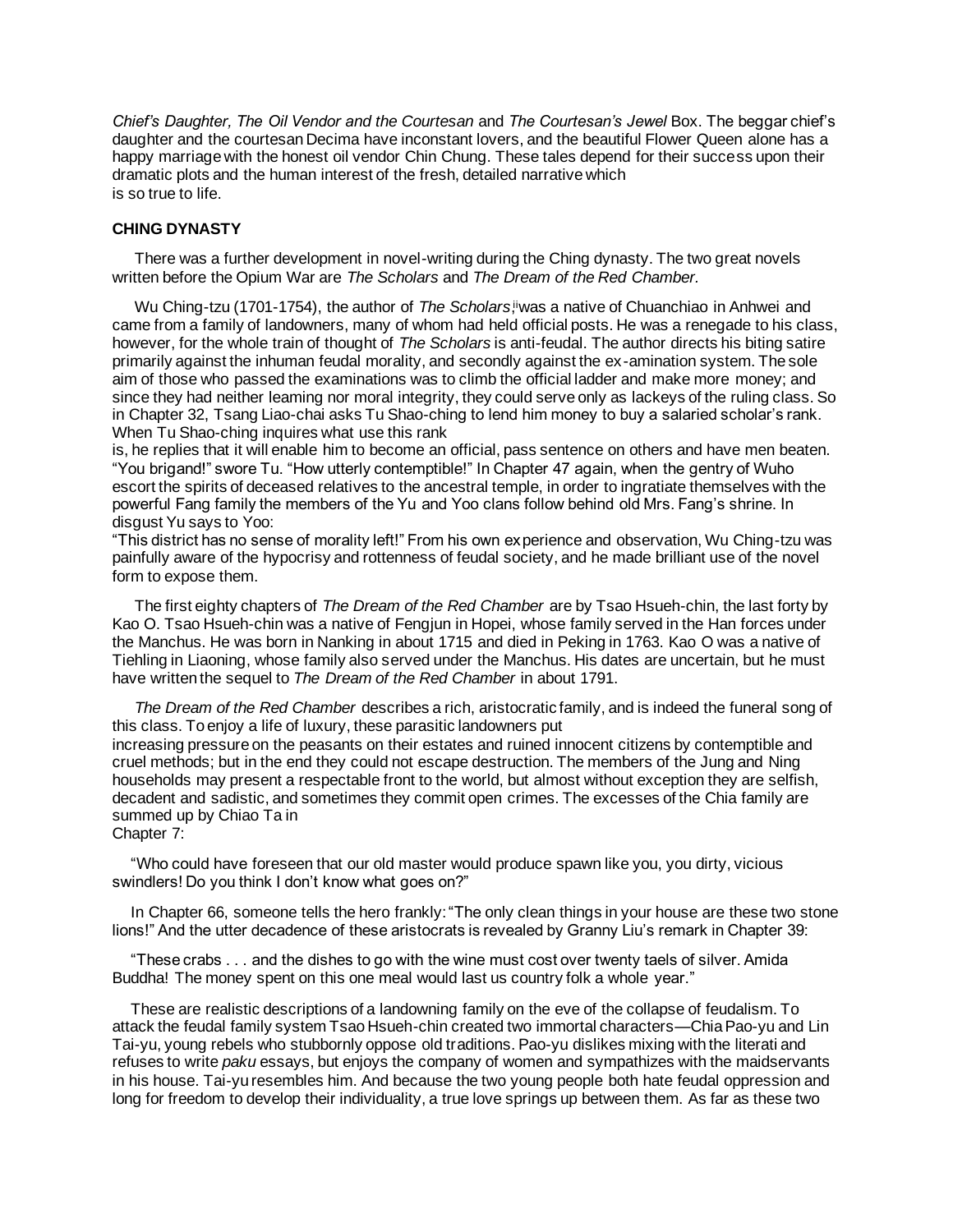*Chief's Daughter, The Oil Vendor and the Courtesan* and *The Courtesan's Jewel* Box. The beggar chief's daughter and the courtesan Decima have inconstant lovers, and the beautiful Flower Queen alone has a happy marriage with the honest oil vendor Chin Chung. These tales depend for their success upon their dramatic plots and the human interest of the fresh, detailed narrative which is so true to life.

### CHING DYNASTY

There was a further development in novel-writing during the Ching dynasty. The two great novels written before the Opium War are *The Scholars* and *The Dream of the Red Chamber.*

Wu Ching-tzu (1701-1754), the author of *The Scholars*,[ii] was a native of Chuanchiao in Anhwei and came from a family of landowners, many of whom had held official posts. He was a renegade to his class, however, for the whole train of thought of *The Scholars* is anti-feudal. The author directs his biting satire primarily against the inhuman feudal morality, and secondly against the ex-amination system. The sole aim of those who passed the examinations was to climb the official ladder and make more money; and since they had neither learning nor moral integrity, they could serve only as lackeys of the ruling class. So in Chapter 32, Tsang Liao-chai asks Tu Shao-ching to lend him money to buy a salaried scholar's rank. When Tu Shao-ching inquires what use this rank is, he replies that it will enable him to become an official, pass sentence on others and have men beaten. "You brigand!" swore Tu. "How utterly contemptible!" In Chapter 47 again, when the gentry of Wuho escort the spirits of deceased relatives to the ancestral temple, in order to ingratiate themselves with the powerful Fang family the members of the Yu and Yoo clans follow behind old Mrs. Fang's shrine. In disgust Yu says to Yoo:
"This district has no sense of morality left!" From his own experience and observation, Wu Ching-tzu was painfully aware of the hypocrisy and rottenness of feudal society, and he made brilliant use of the novel form to expose them.

The first eighty chapters of *The Dream of the Red Chamber* are by Tsao Hsueh-chin, the last forty by Kao O. Tsao Hsueh-chin was a native of Fengjun in Hopei, whose family served in the Han forces under the Manchus. He was born in Nanking in about 1715 and died in Peking in 1763. Kao O was a native of Tiehling in Liaoning, whose family also served under the Manchus. His dates are uncertain, but he must have written the sequel to *The Dream of the Red Chamber* in about 1791.

*The Dream of the Red Chamber* describes a rich, aristocratic family, and is indeed the funeral song of this class. To enjoy a life of luxury, these parasitic landowners put increasing pressure on the peasants on their estates and ruined innocent citizens by contemptible and cruel methods; but in the end they could not escape destruction. The members of the Jung and Ning households may present a respectable front to the world, but almost without exception they are selfish, decadent and sadistic, and sometimes they commit open crimes. The excesses of the Chia family are summed up by Chiao Ta in Chapter 7:

"Who could have foreseen that our old master would produce spawn like you, you dirty, vicious swindlers! Do you think I don't know what goes on?"

In Chapter 66, someone tells the hero frankly: "The only clean things in your house are these two stone lions!" And the utter decadence of these aristocrats is revealed by Granny Liu's remark in Chapter 39:

"These crabs . . . and the dishes to go with the wine must cost over twenty taels of silver. Amida Buddha! The money spent on this one meal would last us country folk a whole year."

These are realistic descriptions of a landowning family on the eve of the collapse of feudalism. To attack the feudal family system Tsao Hsueh-chin created two immortal characters—Chia Pao-yu and Lin Tai-yu, young rebels who stubbornly oppose old traditions. Pao-yu dislikes mixing with the literati and refuses to write *paku* essays, but enjoys the company of women and sympathizes with the maidservants in his house. Tai-yu resembles him. And because the two young people both hate feudal oppression and long for freedom to develop their individuality, a true love springs up between them. As far as these two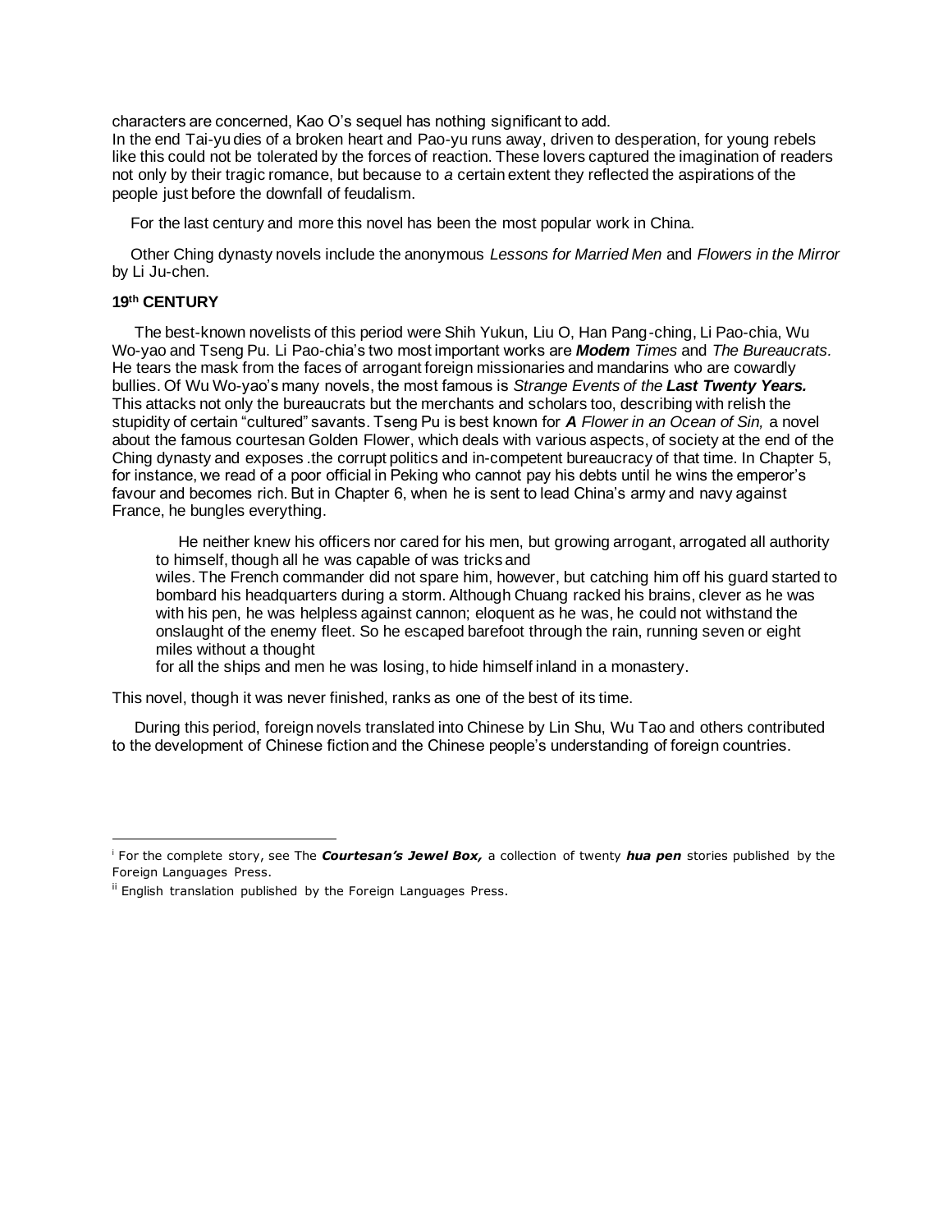characters are concerned, Kao O's sequel has nothing significant to add.
In the end Tai-yu dies of a broken heart and Pao-yu runs away, driven to desperation, for young rebels like this could not be tolerated by the forces of reaction. These lovers captured the imagination of readers not only by their tragic romance, but because to *a* certain extent they reflected the aspirations of the people just before the downfall of feudalism.

For the last century and more this novel has been the most popular work in China.

Other Ching dynasty novels include the anonymous *Lessons for Married Men* and *Flowers in the Mirror* by Li Ju-chen.

### 19th CENTURY

The best-known novelists of this period were Shih Yukun, Liu O, Han Pang-ching, Li Pao-chia, Wu Wo-yao and Tseng Pu. Li Pao-chia's two most important works are ***Modem*** *Times* and *The Bureaucrats.* He tears the mask from the faces of arrogant foreign missionaries and mandarins who are cowardly bullies. Of Wu Wo-yao's many novels, the most famous is *Strange Events of the* ***Last Twenty Years.*** This attacks not only the bureaucrats but the merchants and scholars too, describing with relish the stupidity of certain "cultured" savants. Tseng Pu is best known for ***A*** *Flower in an Ocean of Sin,* a novel about the famous courtesan Golden Flower, which deals with various aspects, of society at the end of the Ching dynasty and exposes .the corrupt politics and in-competent bureaucracy of that time. In Chapter 5, for instance, we read of a poor official in Peking who cannot pay his debts until he wins the emperor's favour and becomes rich. But in Chapter 6, when he is sent to lead China's army and navy against France, he bungles everything.

> He neither knew his officers nor cared for his men, but growing arrogant, arrogated all authority to himself, though all he was capable of was tricks and
> wiles. The French commander did not spare him, however, but catching him off his guard started to bombard his headquarters during a storm. Although Chuang racked his brains, clever as he was with his pen, he was helpless against cannon; eloquent as he was, he could not withstand the onslaught of the enemy fleet. So he escaped barefoot through the rain, running seven or eight miles without a thought
> for all the ships and men he was losing, to hide himself inland in a monastery.

This novel, though it was never finished, ranks as one of the best of its time.

During this period, foreign novels translated into Chinese by Lin Shu, Wu Tao and others contributed to the development of Chinese fiction and the Chinese people's understanding of foreign countries.

---

[i] For the complete story, see The ***Courtesan's Jewel Box,*** a collection of twenty ***hua pen*** stories published by the Foreign Languages Press.

[ii] English translation published by the Foreign Languages Press.